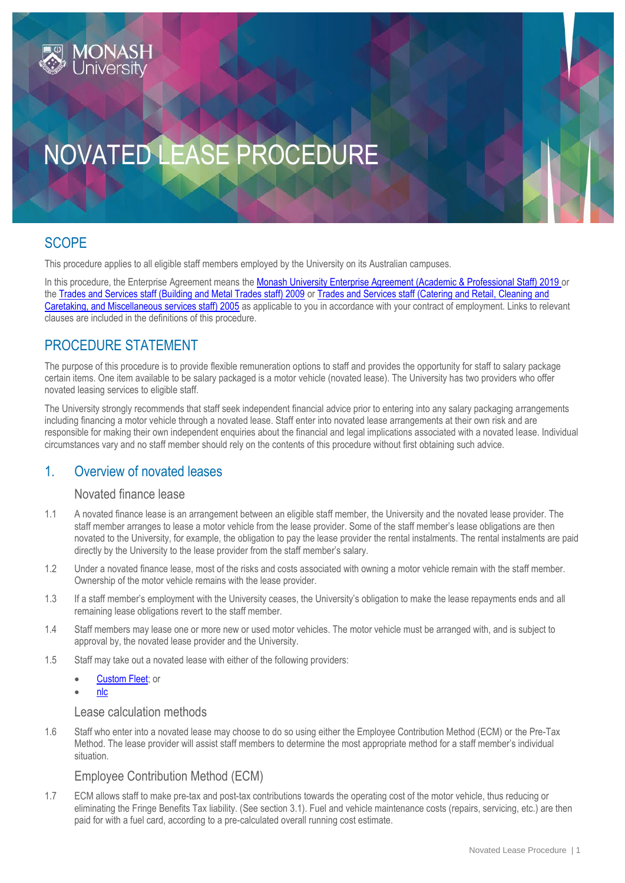# NOVATED LEASE PROCEDURE

## SCOPE

This procedure applies to all eligible staff members employed by the University on its Australian campuses.

In this procedure, the Enterprise Agreement means the Monash University Enterprise Agreement (Academic & Professional Staff) 2019 or the Trades and Services staff (Building and Metal Trades staff) 2009 or Trades and Services staff (Catering and Retail, Cleaning and Caretaking, and Miscellaneous services staff) 2005 as applicable to you in accordance with your contract of employment. Links to relevant clauses are included in the definitions of this procedure.

## PROCEDURE STATEMENT

The purpose of this procedure is to provide flexible remuneration options to staff and provides the opportunity for staff to salary package certain items. One item available to be salary packaged is a motor vehicle (novated lease). The University has two providers who offer novated leasing services to eligible staff.

The University strongly recommends that staff seek independent financial advice prior to entering into any salary packaging arrangements including financing a motor vehicle through a novated lease. Staff enter into novated lease arrangements at their own risk and are responsible for making their own independent enquiries about the financial and legal implications associated with a novated lease. Individual circumstances vary and no staff member should rely on the contents of this procedure without first obtaining such advice.

## 1. Overview of novated leases

### Novated finance lease

1.1 A novated finance lease is an arrangement between an eligible staff member, the University and the novated lease provider. The staff member arranges to lease a motor vehicle from the lease provider. Some of the staff member's lease obligations are then novated to the University, for example, the obligation to pay the lease provider the rental instalments. The rental instalments are paid directly by the University to the lease provider from the staff member's salary.

1.2 Under a novated finance lease, most of the risks and costs associated with owning a motor vehicle remain with the staff member. Ownership of the motor vehicle remains with the lease provider.

1.3 If a staff member's employment with the University ceases, the University's obligation to make the lease repayments ends and all remaining lease obligations revert to the staff member.

1.4 Staff members may lease one or more new or used motor vehicles. The motor vehicle must be arranged with, and is subject to approval by, the novated lease provider and the University.

1.5 Staff may take out a novated lease with either of the following providers:

- Custom Fleet; or
- nlc

### Lease calculation methods

1.6 Staff who enter into a novated lease may choose to do so using either the Employee Contribution Method (ECM) or the Pre-Tax Method. The lease provider will assist staff members to determine the most appropriate method for a staff member's individual situation.

### Employee Contribution Method (ECM)

1.7 ECM allows staff to make pre-tax and post-tax contributions towards the operating cost of the motor vehicle, thus reducing or eliminating the Fringe Benefits Tax liability. (See section 3.1). Fuel and vehicle maintenance costs (repairs, servicing, etc.) are then paid for with a fuel card, according to a pre-calculated overall running cost estimate.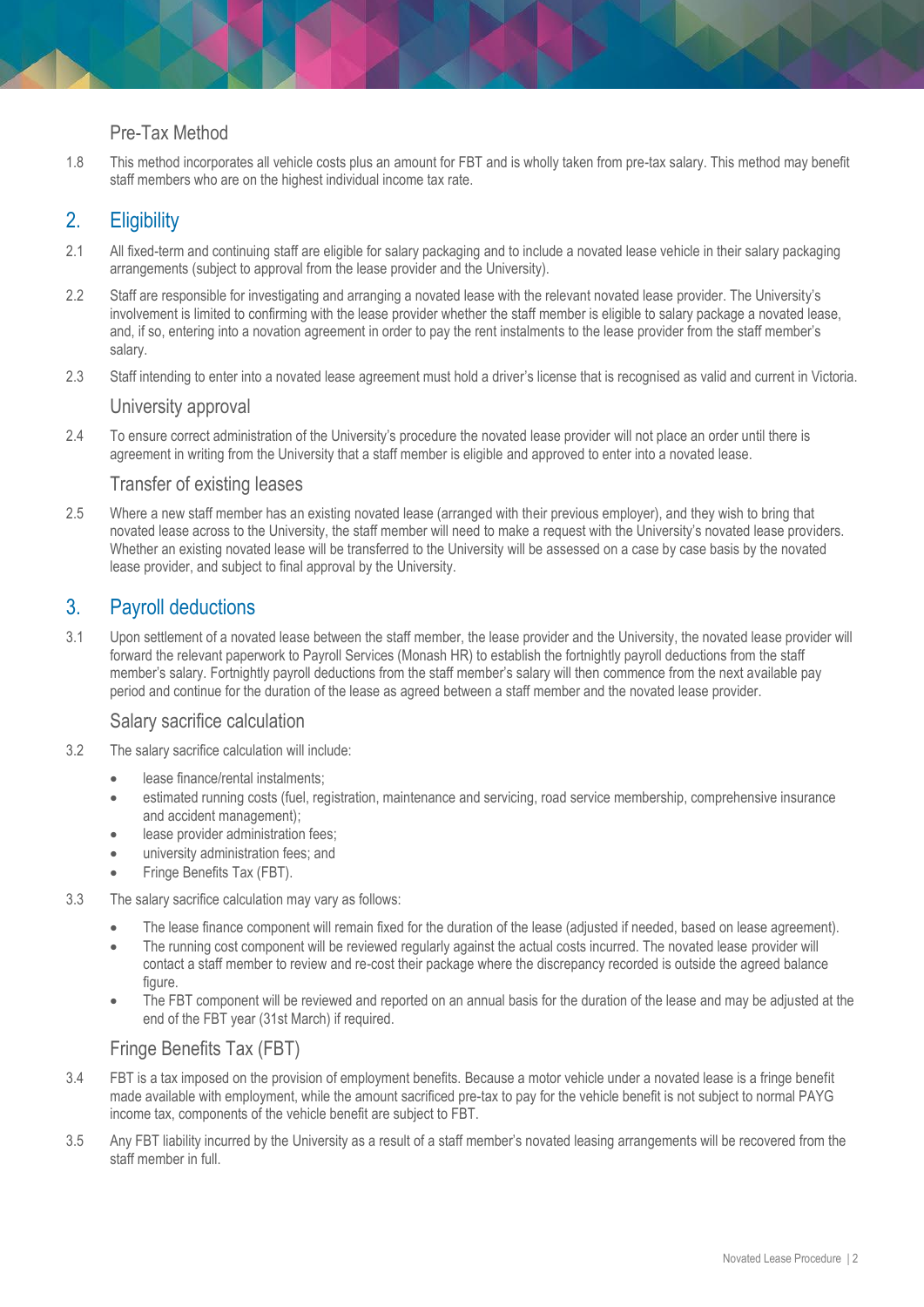### Pre-Tax Method

1.8 This method incorporates all vehicle costs plus an amount for FBT and is wholly taken from pre-tax salary. This method may benefit staff members who are on the highest individual income tax rate.

## 2. Eligibility

2.1 All fixed-term and continuing staff are eligible for salary packaging and to include a novated lease vehicle in their salary packaging arrangements (subject to approval from the lease provider and the University).

2.2 Staff are responsible for investigating and arranging a novated lease with the relevant novated lease provider. The University's involvement is limited to confirming with the lease provider whether the staff member is eligible to salary package a novated lease, and, if so, entering into a novation agreement in order to pay the rent instalments to the lease provider from the staff member's salary.

2.3 Staff intending to enter into a novated lease agreement must hold a driver's license that is recognised as valid and current in Victoria.

### University approval

2.4 To ensure correct administration of the University's procedure the novated lease provider will not place an order until there is agreement in writing from the University that a staff member is eligible and approved to enter into a novated lease.

### Transfer of existing leases

2.5 Where a new staff member has an existing novated lease (arranged with their previous employer), and they wish to bring that novated lease across to the University, the staff member will need to make a request with the University's novated lease providers. Whether an existing novated lease will be transferred to the University will be assessed on a case by case basis by the novated lease provider, and subject to final approval by the University.

## 3. Payroll deductions

3.1 Upon settlement of a novated lease between the staff member, the lease provider and the University, the novated lease provider will forward the relevant paperwork to Payroll Services (Monash HR) to establish the fortnightly payroll deductions from the staff member's salary. Fortnightly payroll deductions from the staff member's salary will then commence from the next available pay period and continue for the duration of the lease as agreed between a staff member and the novated lease provider.

### Salary sacrifice calculation

3.2 The salary sacrifice calculation will include:

- lease finance/rental instalments;
- estimated running costs (fuel, registration, maintenance and servicing, road service membership, comprehensive insurance and accident management);
- lease provider administration fees;
- university administration fees; and
- Fringe Benefits Tax (FBT).

3.3 The salary sacrifice calculation may vary as follows:

- The lease finance component will remain fixed for the duration of the lease (adjusted if needed, based on lease agreement).
- The running cost component will be reviewed regularly against the actual costs incurred. The novated lease provider will contact a staff member to review and re-cost their package where the discrepancy recorded is outside the agreed balance figure.
- The FBT component will be reviewed and reported on an annual basis for the duration of the lease and may be adjusted at the end of the FBT year (31st March) if required.

### Fringe Benefits Tax (FBT)

3.4 FBT is a tax imposed on the provision of employment benefits. Because a motor vehicle under a novated lease is a fringe benefit made available with employment, while the amount sacrificed pre-tax to pay for the vehicle benefit is not subject to normal PAYG income tax, components of the vehicle benefit are subject to FBT.

3.5 Any FBT liability incurred by the University as a result of a staff member's novated leasing arrangements will be recovered from the staff member in full.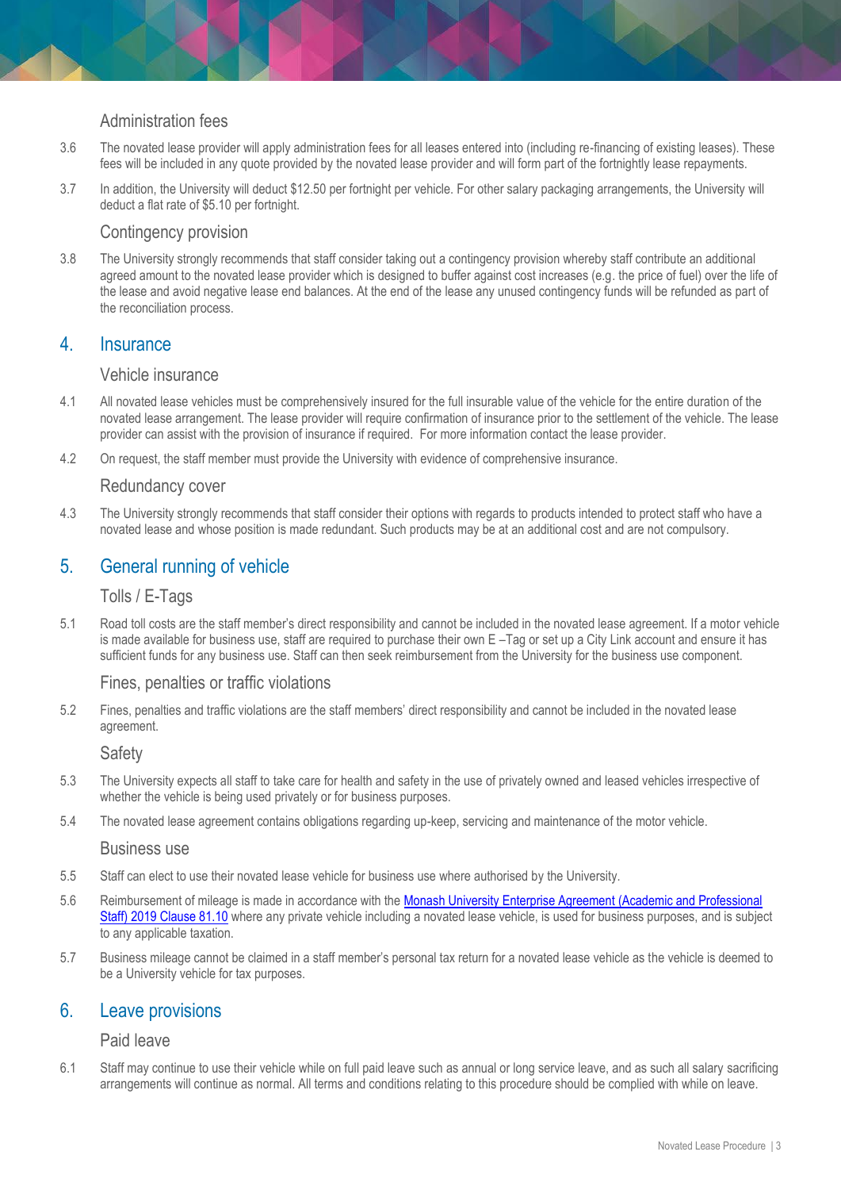### Administration fees

3.6 The novated lease provider will apply administration fees for all leases entered into (including re-financing of existing leases). These fees will be included in any quote provided by the novated lease provider and will form part of the fortnightly lease repayments.

3.7 In addition, the University will deduct $12.50 per fortnight per vehicle. For other salary packaging arrangements, the University will deduct a flat rate of $5.10 per fortnight.

### Contingency provision

3.8 The University strongly recommends that staff consider taking out a contingency provision whereby staff contribute an additional agreed amount to the novated lease provider which is designed to buffer against cost increases (e.g. the price of fuel) over the life of the lease and avoid negative lease end balances. At the end of the lease any unused contingency funds will be refunded as part of the reconciliation process.

## 4. Insurance

### Vehicle insurance

4.1 All novated lease vehicles must be comprehensively insured for the full insurable value of the vehicle for the entire duration of the novated lease arrangement. The lease provider will require confirmation of insurance prior to the settlement of the vehicle. The lease provider can assist with the provision of insurance if required. For more information contact the lease provider.

4.2 On request, the staff member must provide the University with evidence of comprehensive insurance.

### Redundancy cover

4.3 The University strongly recommends that staff consider their options with regards to products intended to protect staff who have a novated lease and whose position is made redundant. Such products may be at an additional cost and are not compulsory.

## 5. General running of vehicle

### Tolls / E-Tags

5.1 Road toll costs are the staff member's direct responsibility and cannot be included in the novated lease agreement. If a motor vehicle is made available for business use, staff are required to purchase their own E –Tag or set up a City Link account and ensure it has sufficient funds for any business use. Staff can then seek reimbursement from the University for the business use component.

### Fines, penalties or traffic violations

5.2 Fines, penalties and traffic violations are the staff members' direct responsibility and cannot be included in the novated lease agreement.

### Safety

5.3 The University expects all staff to take care for health and safety in the use of privately owned and leased vehicles irrespective of whether the vehicle is being used privately or for business purposes.

5.4 The novated lease agreement contains obligations regarding up-keep, servicing and maintenance of the motor vehicle.

### Business use

5.5 Staff can elect to use their novated lease vehicle for business use where authorised by the University.

5.6 Reimbursement of mileage is made in accordance with the Monash University Enterprise Agreement (Academic and Professional Staff) 2019 Clause 81.10 where any private vehicle including a novated lease vehicle, is used for business purposes, and is subject to any applicable taxation.

5.7 Business mileage cannot be claimed in a staff member's personal tax return for a novated lease vehicle as the vehicle is deemed to be a University vehicle for tax purposes.

## 6. Leave provisions

### Paid leave

6.1 Staff may continue to use their vehicle while on full paid leave such as annual or long service leave, and as such all salary sacrificing arrangements will continue as normal. All terms and conditions relating to this procedure should be complied with while on leave.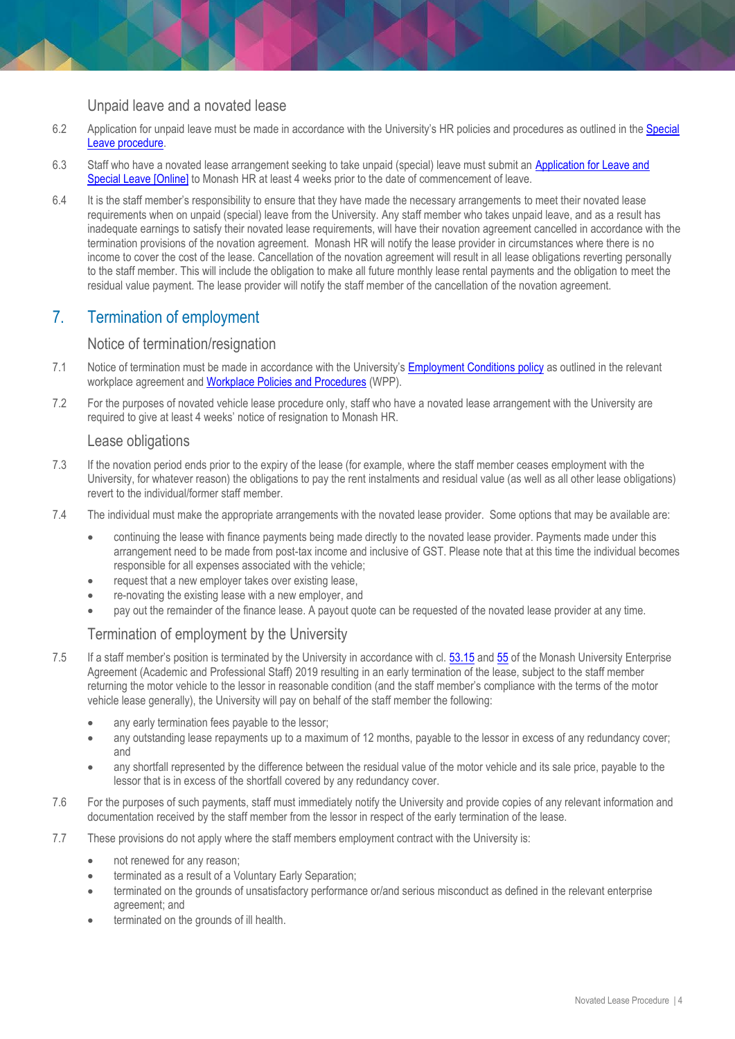### Unpaid leave and a novated lease

6.2 Application for unpaid leave must be made in accordance with the University's HR policies and procedures as outlined in the [Special Leave procedure](#).

6.3 Staff who have a novated lease arrangement seeking to take unpaid (special) leave must submit an [Application for Leave and Special Leave [Online]](#) to Monash HR at least 4 weeks prior to the date of commencement of leave.

6.4 It is the staff member's responsibility to ensure that they have made the necessary arrangements to meet their novated lease requirements when on unpaid (special) leave from the University. Any staff member who takes unpaid leave, and as a result has inadequate earnings to satisfy their novated lease requirements, will have their novation agreement cancelled in accordance with the termination provisions of the novation agreement. Monash HR will notify the lease provider in circumstances where there is no income to cover the cost of the lease. Cancellation of the novation agreement will result in all lease obligations reverting personally to the staff member. This will include the obligation to make all future monthly lease rental payments and the obligation to meet the residual value payment. The lease provider will notify the staff member of the cancellation of the novation agreement.

## 7. Termination of employment

### Notice of termination/resignation

7.1 Notice of termination must be made in accordance with the University's [Employment Conditions policy](#) as outlined in the relevant workplace agreement and [Workplace Policies and Procedures](#) (WPP).

7.2 For the purposes of novated vehicle lease procedure only, staff who have a novated lease arrangement with the University are required to give at least 4 weeks' notice of resignation to Monash HR.

### Lease obligations

7.3 If the novation period ends prior to the expiry of the lease (for example, where the staff member ceases employment with the University, for whatever reason) the obligations to pay the rent instalments and residual value (as well as all other lease obligations) revert to the individual/former staff member.

7.4 The individual must make the appropriate arrangements with the novated lease provider. Some options that may be available are:

- continuing the lease with finance payments being made directly to the novated lease provider. Payments made under this arrangement need to be made from post-tax income and inclusive of GST. Please note that at this time the individual becomes responsible for all expenses associated with the vehicle;
- request that a new employer takes over existing lease,
- re-novating the existing lease with a new employer, and
- pay out the remainder of the finance lease. A payout quote can be requested of the novated lease provider at any time.

### Termination of employment by the University

7.5 If a staff member's position is terminated by the University in accordance with cl. [53.15](#) and [55](#) of the Monash University Enterprise Agreement (Academic and Professional Staff) 2019 resulting in an early termination of the lease, subject to the staff member returning the motor vehicle to the lessor in reasonable condition (and the staff member's compliance with the terms of the motor vehicle lease generally), the University will pay on behalf of the staff member the following:

- any early termination fees payable to the lessor;
- any outstanding lease repayments up to a maximum of 12 months, payable to the lessor in excess of any redundancy cover; and
- any shortfall represented by the difference between the residual value of the motor vehicle and its sale price, payable to the lessor that is in excess of the shortfall covered by any redundancy cover.

7.6 For the purposes of such payments, staff must immediately notify the University and provide copies of any relevant information and documentation received by the staff member from the lessor in respect of the early termination of the lease.

7.7 These provisions do not apply where the staff members employment contract with the University is:

- not renewed for any reason;
- terminated as a result of a Voluntary Early Separation;
- terminated on the grounds of unsatisfactory performance or/and serious misconduct as defined in the relevant enterprise agreement; and
- terminated on the grounds of ill health.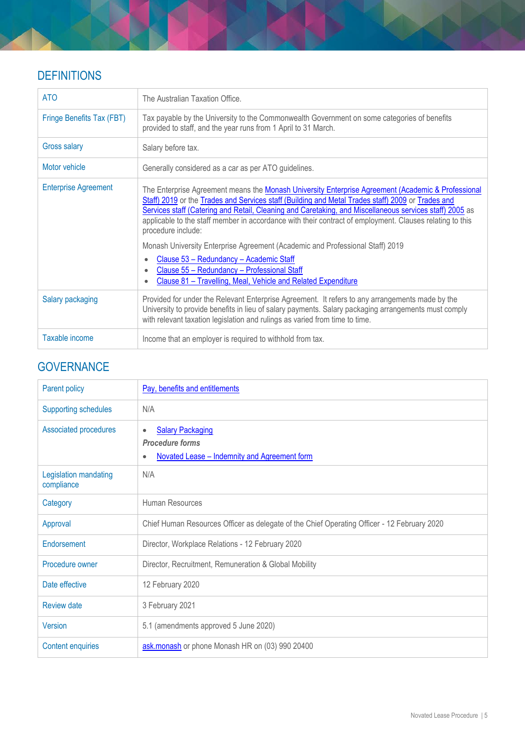## DEFINITIONS

| | |
|---|---|
| ATO | The Australian Taxation Office. |
| Fringe Benefits Tax (FBT) | Tax payable by the University to the Commonwealth Government on some categories of benefits provided to staff, and the year runs from 1 April to 31 March. |
| Gross salary | Salary before tax. |
| Motor vehicle | Generally considered as a car as per ATO guidelines. |
| Enterprise Agreement | The Enterprise Agreement means the Monash University Enterprise Agreement (Academic & Professional Staff) 2019 or the Trades and Services staff (Building and Metal Trades staff) 2009 or Trades and Services staff (Catering and Retail, Cleaning and Caretaking, and Miscellaneous services staff) 2005 as applicable to the staff member in accordance with their contract of employment. Clauses relating to this procedure include:<br><br>Monash University Enterprise Agreement (Academic and Professional Staff) 2019<br>• Clause 53 – Redundancy – Academic Staff<br>• Clause 55 – Redundancy – Professional Staff<br>• Clause 81 – Travelling, Meal, Vehicle and Related Expenditure |
| Salary packaging | Provided for under the Relevant Enterprise Agreement. It refers to any arrangements made by the University to provide benefits in lieu of salary payments. Salary packaging arrangements must comply with relevant taxation legislation and rulings as varied from time to time. |
| Taxable income | Income that an employer is required to withhold from tax. |

## GOVERNANCE

| | |
|---|---|
| Parent policy | Pay, benefits and entitlements |
| Supporting schedules | N/A |
| Associated procedures | • Salary Packaging<br>***Procedure forms***<br>• Novated Lease – Indemnity and Agreement form |
| Legislation mandating compliance | N/A |
| Category | Human Resources |
| Approval | Chief Human Resources Officer as delegate of the Chief Operating Officer - 12 February 2020 |
| Endorsement | Director, Workplace Relations - 12 February 2020 |
| Procedure owner | Director, Recruitment, Remuneration & Global Mobility |
| Date effective | 12 February 2020 |
| Review date | 3 February 2021 |
| Version | 5.1 (amendments approved 5 June 2020) |
| Content enquiries | ask.monash or phone Monash HR on (03) 990 20400 |